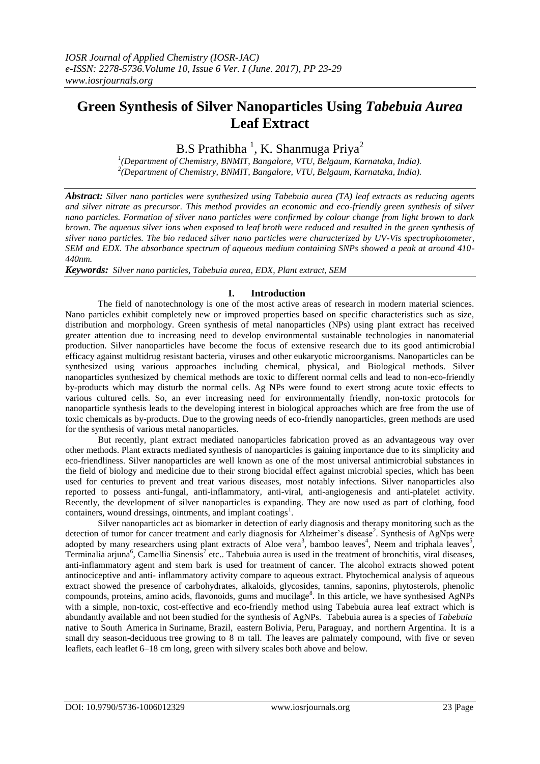# Green Synthesis of Silver Nanoparticles Using *Tabebuia Aurea* Leaf Extract

B.S Prathibha [1], K. Shanmuga Priya[2]

[1](Department of Chemistry, BNMIT, Bangalore, VTU, Belgaum, Karnataka, India).
[2](Department of Chemistry, BNMIT, Bangalore, VTU, Belgaum, Karnataka, India).

***Abstract:*** *Silver nano particles were synthesized using Tabebuia aurea (TA) leaf extracts as reducing agents and silver nitrate as precursor. This method provides an economic and eco-friendly green synthesis of silver nano particles. Formation of silver nano particles were confirmed by colour change from light brown to dark brown. The aqueous silver ions when exposed to leaf broth were reduced and resulted in the green synthesis of silver nano particles. The bio reduced silver nano particles were characterized by UV-Vis spectrophotometer, SEM and EDX. The absorbance spectrum of aqueous medium containing SNPs showed a peak at around 410-440nm.*

***Keywords:*** *Silver nano particles, Tabebuia aurea, EDX, Plant extract, SEM*

## I. Introduction

The field of nanotechnology is one of the most active areas of research in modern material sciences. Nano particles exhibit completely new or improved properties based on specific characteristics such as size, distribution and morphology. Green synthesis of metal nanoparticles (NPs) using plant extract has received greater attention due to increasing need to develop environmental sustainable technologies in nanomaterial production. Silver nanoparticles have become the focus of extensive research due to its good antimicrobial efficacy against multidrug resistant bacteria, viruses and other eukaryotic microorganisms. Nanoparticles can be synthesized using various approaches including chemical, physical, and Biological methods. Silver nanoparticles synthesized by chemical methods are toxic to different normal cells and lead to non-eco-friendly by-products which may disturb the normal cells. Ag NPs were found to exert strong acute toxic effects to various cultured cells. So, an ever increasing need for environmentally friendly, non-toxic protocols for nanoparticle synthesis leads to the developing interest in biological approaches which are free from the use of toxic chemicals as by-products. Due to the growing needs of eco-friendly nanoparticles, green methods are used for the synthesis of various metal nanoparticles.

But recently, plant extract mediated nanoparticles fabrication proved as an advantageous way over other methods. Plant extracts mediated synthesis of nanoparticles is gaining importance due to its simplicity and eco-friendliness. Silver nanoparticles are well known as one of the most universal antimicrobial substances in the field of biology and medicine due to their strong biocidal effect against microbial species, which has been used for centuries to prevent and treat various diseases, most notably infections. Silver nanoparticles also reported to possess anti-fungal, anti-inflammatory, anti-viral, anti-angiogenesis and anti-platelet activity. Recently, the development of silver nanoparticles is expanding. They are now used as part of clothing, food containers, wound dressings, ointments, and implant coatings[1].

Silver nanoparticles act as biomarker in detection of early diagnosis and therapy monitoring such as the detection of tumor for cancer treatment and early diagnosis for Alzheimer's disease[2]. Synthesis of AgNps were adopted by many researchers using plant extracts of Aloe vera[3], bamboo leaves[4], Neem and triphala leaves[5], Terminalia arjuna[6], Camellia Sinensis[7] etc.. Tabebuia aurea is used in the treatment of bronchitis, viral diseases, anti-inflammatory agent and stem bark is used for treatment of cancer. The alcohol extracts showed potent antinociceptive and anti- inflammatory activity compare to aqueous extract. Phytochemical analysis of aqueous extract showed the presence of carbohydrates, alkaloids, glycosides, tannins, saponins, phytosterols, phenolic compounds, proteins, amino acids, flavonoids, gums and mucilage[8]. In this article, we have synthesised AgNPs with a simple, non-toxic, cost-effective and eco-friendly method using Tabebuia aurea leaf extract which is abundantly available and not been studied for the synthesis of AgNPs. Tabebuia aurea is a species of *Tabebuia* native to South America in Suriname, Brazil, eastern Bolivia, Peru, Paraguay, and northern Argentina. It is a small dry season-deciduous tree growing to 8 m tall. The leaves are palmately compound, with five or seven leaflets, each leaflet 6–18 cm long, green with silvery scales both above and below.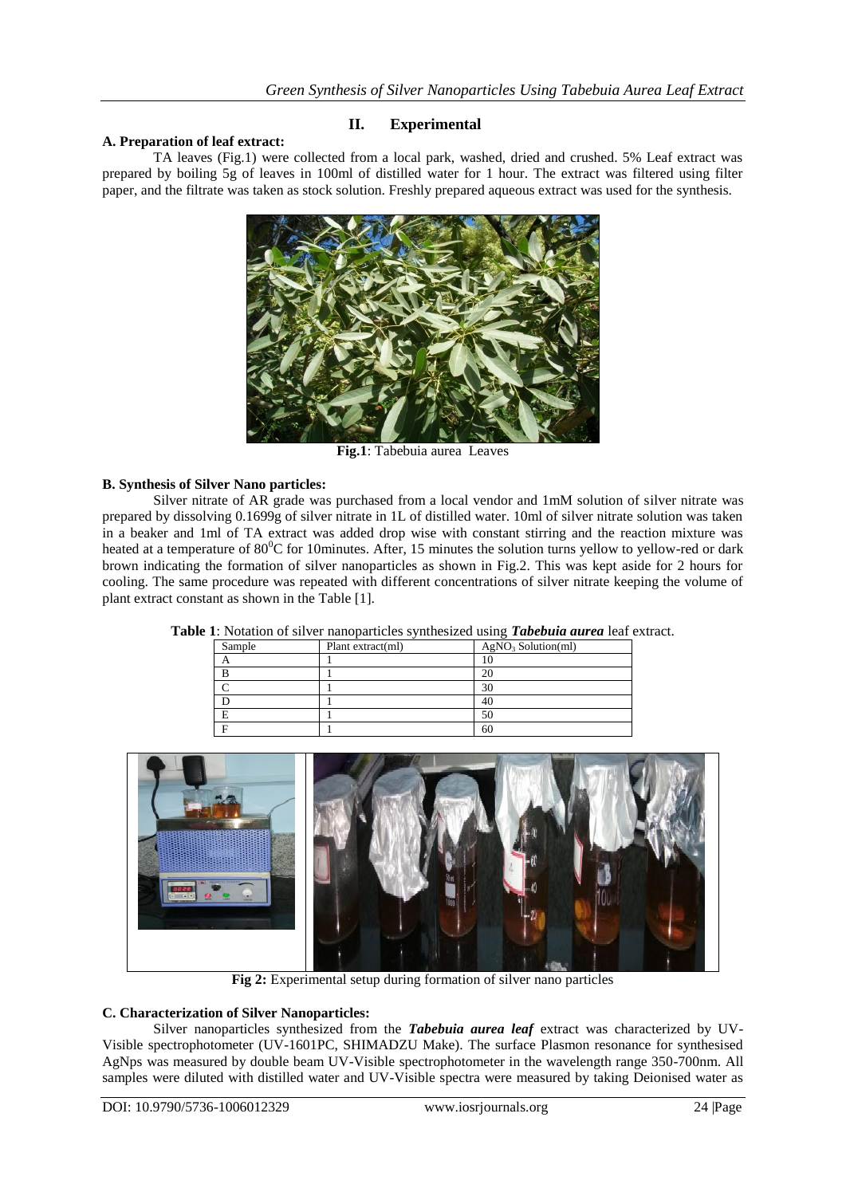## II. Experimental

### A. Preparation of leaf extract:

TA leaves (Fig.1) were collected from a local park, washed, dried and crushed. 5% Leaf extract was prepared by boiling 5g of leaves in 100ml of distilled water for 1 hour. The extract was filtered using filter paper, and the filtrate was taken as stock solution. Freshly prepared aqueous extract was used for the synthesis.

**Fig.1**: Tabebuia aurea Leaves

### B. Synthesis of Silver Nano particles:

Silver nitrate of AR grade was purchased from a local vendor and 1mM solution of silver nitrate was prepared by dissolving 0.1699g of silver nitrate in 1L of distilled water. 10ml of silver nitrate solution was taken in a beaker and 1ml of TA extract was added drop wise with constant stirring and the reaction mixture was heated at a temperature of $80^0$C for 10minutes. After, 15 minutes the solution turns yellow to yellow-red or dark brown indicating the formation of silver nanoparticles as shown in Fig.2. This was kept aside for 2 hours for cooling. The same procedure was repeated with different concentrations of silver nitrate keeping the volume of plant extract constant as shown in the Table [1].

**Table 1**: Notation of silver nanoparticles synthesized using ***Tabebuia aurea*** leaf extract.

| Sample | Plant extract(ml) | $AgNO_3$ Solution(ml) |
|---|---|---|
| A | 1 | 10 |
| B | 1 | 20 |
| C | 1 | 30 |
| D | 1 | 40 |
| E | 1 | 50 |
| F | 1 | 60 |

**Fig 2:** Experimental setup during formation of silver nano particles

### C. Characterization of Silver Nanoparticles:

Silver nanoparticles synthesized from the ***Tabebuia aurea leaf*** extract was characterized by UV-Visible spectrophotometer (UV-1601PC, SHIMADZU Make). The surface Plasmon resonance for synthesised AgNps was measured by double beam UV-Visible spectrophotometer in the wavelength range 350-700nm. All samples were diluted with distilled water and UV-Visible spectra were measured by taking Deionised water as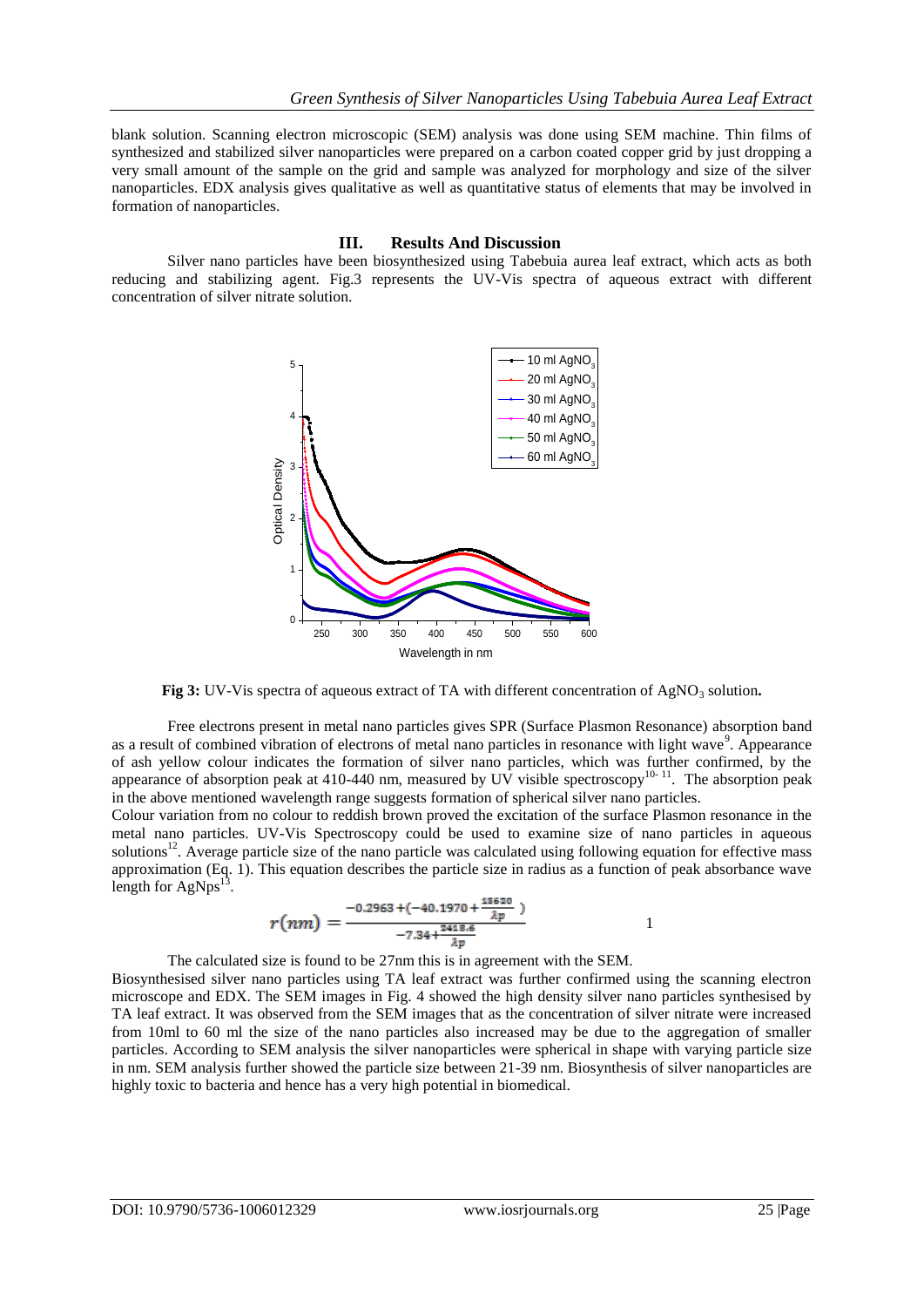blank solution. Scanning electron microscopic (SEM) analysis was done using SEM machine. Thin films of synthesized and stabilized silver nanoparticles were prepared on a carbon coated copper grid by just dropping a very small amount of the sample on the grid and sample was analyzed for morphology and size of the silver nanoparticles. EDX analysis gives qualitative as well as quantitative status of elements that may be involved in formation of nanoparticles.

## III. Results And Discussion

Silver nano particles have been biosynthesized using Tabebuia aurea leaf extract, which acts as both reducing and stabilizing agent. Fig.3 represents the UV-Vis spectra of aqueous extract with different concentration of silver nitrate solution.

**Fig 3:** UV-Vis spectra of aqueous extract of TA with different concentration of $AgNO_3$ solution**.**

Free electrons present in metal nano particles gives SPR (Surface Plasmon Resonance) absorption band as a result of combined vibration of electrons of metal nano particles in resonance with light wave[9]. Appearance of ash yellow colour indicates the formation of silver nano particles, which was further confirmed, by the appearance of absorption peak at 410-440 nm, measured by UV visible spectroscopy[10-11]. The absorption peak in the above mentioned wavelength range suggests formation of spherical silver nano particles.

Colour variation from no colour to reddish brown proved the excitation of the surface Plasmon resonance in the metal nano particles. UV-Vis Spectroscopy could be used to examine size of nano particles in aqueous solutions[12]. Average particle size of the nano particle was calculated using following equation for effective mass approximation (Eq. 1). This equation describes the particle size in radius as a function of peak absorbance wave length for AgNps[13].

$$r(nm) = \frac{-0.2963 + \left(-40.1970 + \frac{13620}{\lambda p}\right)}{-7.34 + \frac{2416.6}{\lambda p}} \qquad 1$$

The calculated size is found to be 27nm this is in agreement with the SEM.

Biosynthesised silver nano particles using TA leaf extract was further confirmed using the scanning electron microscope and EDX. The SEM images in Fig. 4 showed the high density silver nano particles synthesised by TA leaf extract. It was observed from the SEM images that as the concentration of silver nitrate were increased from 10ml to 60 ml the size of the nano particles also increased may be due to the aggregation of smaller particles. According to SEM analysis the silver nanoparticles were spherical in shape with varying particle size in nm. SEM analysis further showed the particle size between 21-39 nm. Biosynthesis of silver nanoparticles are highly toxic to bacteria and hence has a very high potential in biomedical.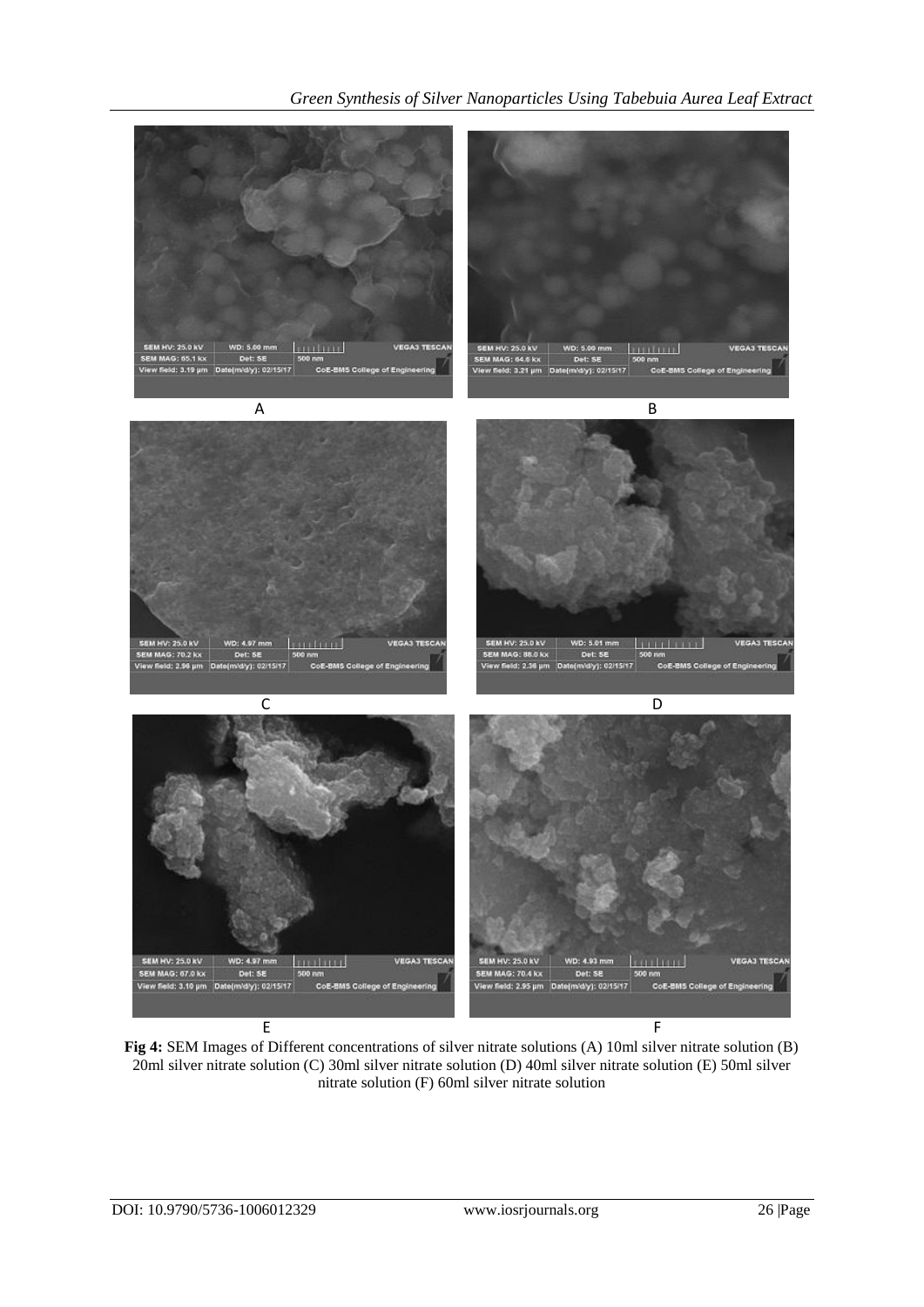**Fig 4:** SEM Images of Different concentrations of silver nitrate solutions (A) 10ml silver nitrate solution (B) 20ml silver nitrate solution (C) 30ml silver nitrate solution (D) 40ml silver nitrate solution (E) 50ml silver nitrate solution (F) 60ml silver nitrate solution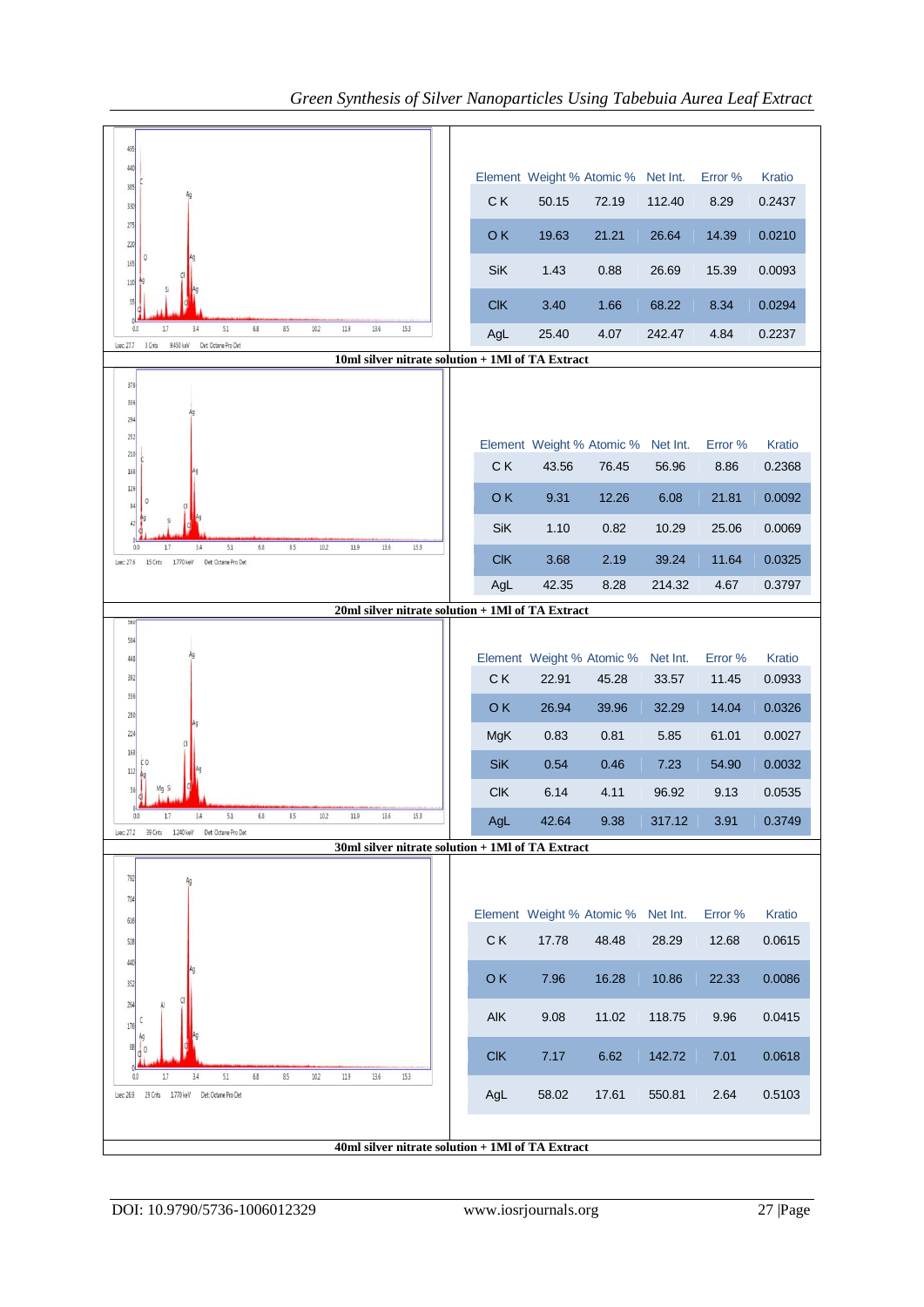| Element | Weight % | Atomic % | Net Int. | Error % | Kratio |
|---|---|---|---|---|---|
| C K | 50.15 | 72.19 | 112.40 | 8.29 | 0.2437 |
| O K | 19.63 | 21.21 | 26.64 | 14.39 | 0.0210 |
| SiK | 1.43 | 0.88 | 26.69 | 15.39 | 0.0093 |
| ClK | 3.40 | 1.66 | 68.22 | 8.34 | 0.0294 |
| AgL | 25.40 | 4.07 | 242.47 | 4.84 | 0.2237 |

**10ml silver nitrate solution + 1Ml of TA Extract**

| Element | Weight % | Atomic % | Net Int. | Error % | Kratio |
|---|---|---|---|---|---|
| C K | 43.56 | 76.45 | 56.96 | 8.86 | 0.2368 |
| O K | 9.31 | 12.26 | 6.08 | 21.81 | 0.0092 |
| SiK | 1.10 | 0.82 | 10.29 | 25.06 | 0.0069 |
| ClK | 3.68 | 2.19 | 39.24 | 11.64 | 0.0325 |
| AgL | 42.35 | 8.28 | 214.32 | 4.67 | 0.3797 |

**20ml silver nitrate solution + 1Ml of TA Extract**

| Element | Weight % | Atomic % | Net Int. | Error % | Kratio |
|---|---|---|---|---|---|
| C K | 22.91 | 45.28 | 33.57 | 11.45 | 0.0933 |
| O K | 26.94 | 39.96 | 32.29 | 14.04 | 0.0326 |
| MgK | 0.83 | 0.81 | 5.85 | 61.01 | 0.0027 |
| SiK | 0.54 | 0.46 | 7.23 | 54.90 | 0.0032 |
| ClK | 6.14 | 4.11 | 96.92 | 9.13 | 0.0535 |
| AgL | 42.64 | 9.38 | 317.12 | 3.91 | 0.3749 |

**30ml silver nitrate solution + 1Ml of TA Extract**

| Element | Weight % | Atomic % | Net Int. | Error % | Kratio |
|---|---|---|---|---|---|
| C K | 17.78 | 48.48 | 28.29 | 12.68 | 0.0615 |
| O K | 7.96 | 16.28 | 10.86 | 22.33 | 0.0086 |
| AlK | 9.08 | 11.02 | 118.75 | 9.96 | 0.0415 |
| ClK | 7.17 | 6.62 | 142.72 | 7.01 | 0.0618 |
| AgL | 58.02 | 17.61 | 550.81 | 2.64 | 0.5103 |

**40ml silver nitrate solution + 1Ml of TA Extract**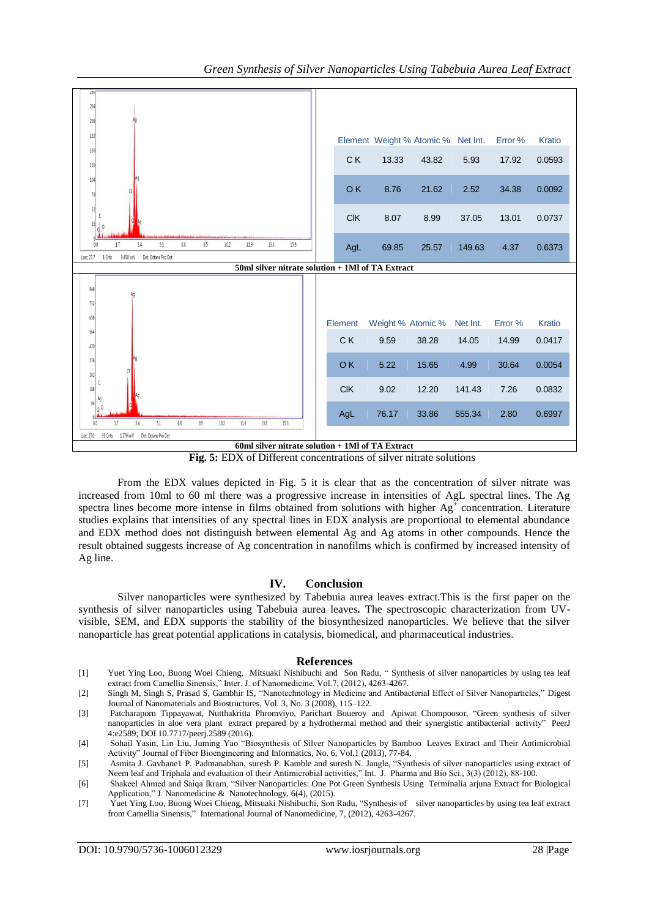| Element | Weight % | Atomic % | Net Int. | Error % | Kratio |
|---|---|---|---|---|---|
| C K | 13.33 | 43.82 | 5.93 | 17.92 | 0.0593 |
| O K | 8.76 | 21.62 | 2.52 | 34.38 | 0.0092 |
| ClK | 8.07 | 8.99 | 37.05 | 13.01 | 0.0737 |
| AgL | 69.85 | 25.57 | 149.63 | 4.37 | 0.6373 |

**50ml silver nitrate solution + 1Ml of TA Extract**

| Element | Weight % | Atomic % | Net Int. | Error % | Kratio |
|---|---|---|---|---|---|
| C K | 9.59 | 38.28 | 14.05 | 14.99 | 0.0417 |
| O K | 5.22 | 15.65 | 4.99 | 30.64 | 0.0054 |
| ClK | 9.02 | 12.20 | 141.43 | 7.26 | 0.0832 |
| AgL | 76.17 | 33.86 | 555.34 | 2.80 | 0.6997 |

**60ml silver nitrate solution + 1Ml of TA Extract**

**Fig. 5:** EDX of Different concentrations of silver nitrate solutions

From the EDX values depicted in Fig. 5 it is clear that as the concentration of silver nitrate was increased from 10ml to 60 ml there was a progressive increase in intensities of AgL spectral lines. The Ag spectra lines become more intense in films obtained from solutions with higher $Ag^+$ concentration. Literature studies explains that intensities of any spectral lines in EDX analysis are proportional to elemental abundance and EDX method does not distinguish between elemental Ag and Ag atoms in other compounds. Hence the result obtained suggests increase of Ag concentration in nanofilms which is confirmed by increased intensity of Ag line.

## IV. Conclusion

Silver nanoparticles were synthesized by Tabebuia aurea leaves extract.This is the first paper on the synthesis of silver nanoparticles using Tabebuia aurea leaves**.** The spectroscopic characterization from UV-visible, SEM, and EDX supports the stability of the biosynthesized nanoparticles. We believe that the silver nanoparticle has great potential applications in catalysis, biomedical, and pharmaceutical industries.

## References

[1] Yuet Ying Loo, Buong Woei Chieng, Mitsuaki Nishibuchi and Son Radu, " Synthesis of silver nanoparticles by using tea leaf extract from Camellia Sinensis," Inter. J. of Nanomedicine, Vol.7, (2012), 4263-4267.

[2] Singh M, Singh S, Prasad S, Gambhir IS, "Nanotechnology in Medicine and Antibacterial Effect of Silver Nanoparticles," Digest Journal of Nanomaterials and Biostructures, Vol. 3, No. 3 (2008), 115–122.

[3] Patcharaporn Tippayawat, Nutthakritta Phromviyo, Parichart Boueroy and Apiwat Chompoosor, "Green synthesis of silver nanoparticles in aloe vera plant extract prepared by a hydrothermal method and their synergistic antibacterial activity" PeerJ 4:e2589; DOI 10.7717/peerj.2589 (2016).

[4] Sohail Yasin, Lin Liu, Juming Yao "Biosynthesis of Silver Nanoparticles by Bamboo Leaves Extract and Their Antimicrobial Activity" Journal of Fiber Bioengineering and Informatics, No. 6, Vol.1 (2013), 77-84.

[5] Asmita J. Gavhane1 P. Padmanabhan, suresh P. Kamble and suresh N. Jangle, "Synthesis of silver nanoparticles using extract of Neem leaf and Triphala and evaluation of their Antimicrobial activities," Int. J. Pharma and Bio Sci., 3(3) (2012), 88-100.

[6] Shakeel Ahmed and Saiqa Ikram, "Silver Nanoparticles: One Pot Green Synthesis Using Terminalia arjuna Extract for Biological Application," J. Nanomedicine & Nanotechnology, 6(4), (2015).

[7] Yuet Ying Loo, Buong Woei Chieng, Mitsuaki Nishibuchi, Son Radu, "Synthesis of silver nanoparticles by using tea leaf extract from Camellia Sinensis," International Journal of Nanomedicine, 7, (2012), 4263-4267.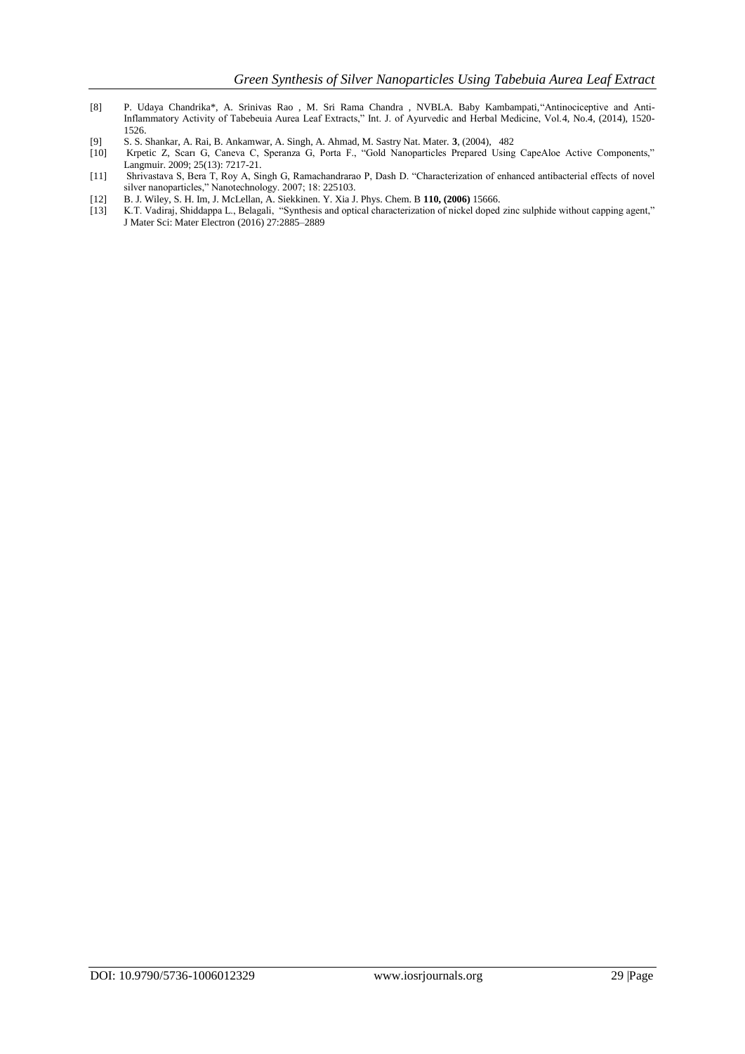[8] P. Udaya Chandrika*, A. Srinivas Rao , M. Sri Rama Chandra , NVBLA. Baby Kambampati,"Antinociceptive and Anti-Inflammatory Activity of Tabebeuia Aurea Leaf Extracts," Int. J. of Ayurvedic and Herbal Medicine, Vol.4, No.4, (2014), 1520-1526.

[9] S. S. Shankar, A. Rai, B. Ankamwar, A. Singh, A. Ahmad, M. Sastry Nat. Mater. **3**, (2004), 482

[10] Krpetic Z, Scarı G, Caneva C, Speranza G, Porta F., "Gold Nanoparticles Prepared Using CapeAloe Active Components," Langmuir. 2009; 25(13): 7217-21.

[11] Shrivastava S, Bera T, Roy A, Singh G, Ramachandrarao P, Dash D. "Characterization of enhanced antibacterial effects of novel silver nanoparticles," Nanotechnology. 2007; 18: 225103.

[12] B. J. Wiley, S. H. Im, J. McLellan, A. Siekkinen. Y. Xia J. Phys. Chem. B **110, (2006)** 15666.

[13] K.T. Vadiraj, Shiddappa L., Belagali, "Synthesis and optical characterization of nickel doped zinc sulphide without capping agent," J Mater Sci: Mater Electron (2016) 27:2885–2889